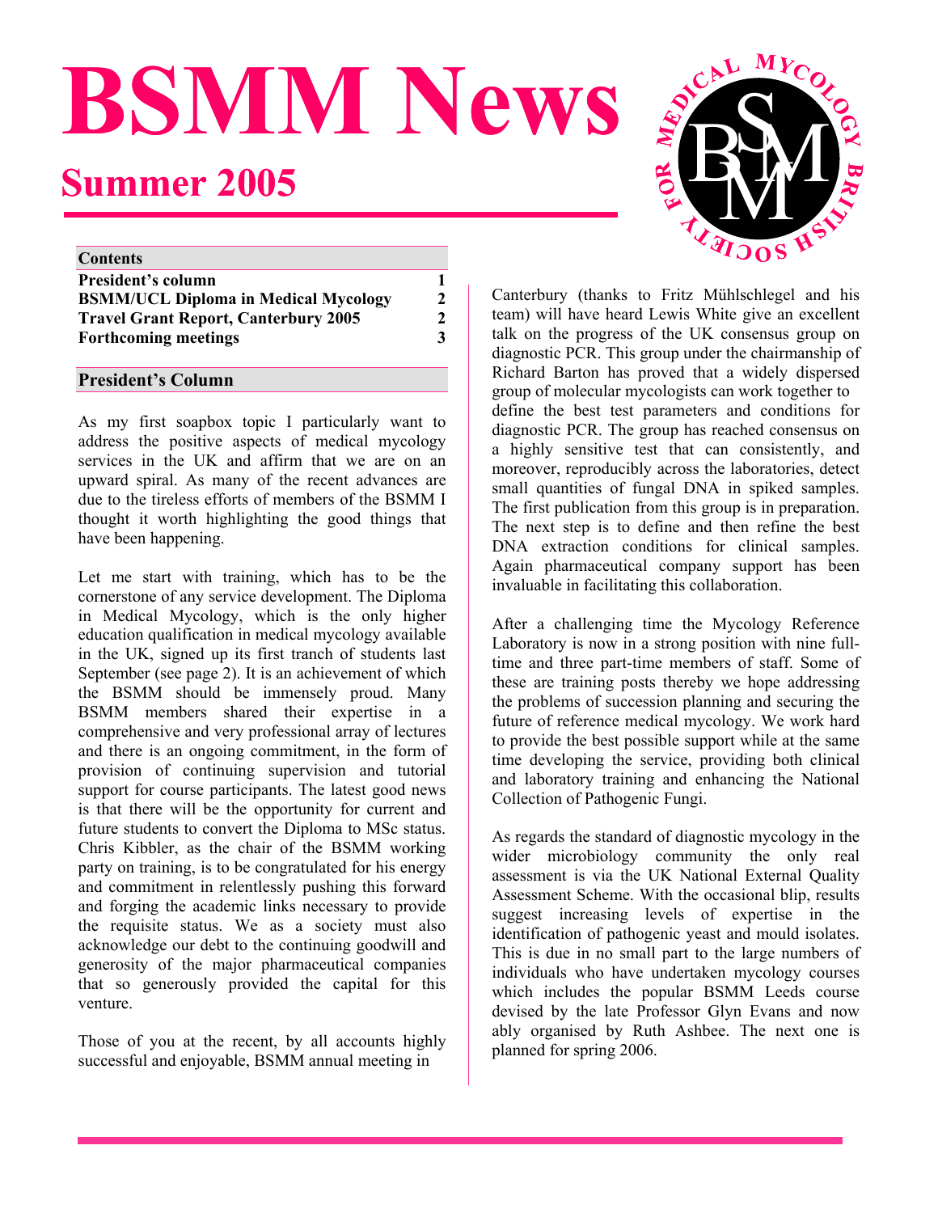# BSMM News

## Summer 2005

| Contents | |
|---|---|
| **President's column** | **1** |
| **BSMM/UCL Diploma in Medical Mycology** | **2** |
| **Travel Grant Report, Canterbury 2005** | **2** |
| **Forthcoming meetings** | **3** |

## President's Column

As my first soapbox topic I particularly want to address the positive aspects of medical mycology services in the UK and affirm that we are on an upward spiral. As many of the recent advances are due to the tireless efforts of members of the BSMM I thought it worth highlighting the good things that have been happening.

Let me start with training, which has to be the cornerstone of any service development. The Diploma in Medical Mycology, which is the only higher education qualification in medical mycology available in the UK, signed up its first tranch of students last September (see page 2). It is an achievement of which the BSMM should be immensely proud. Many BSMM members shared their expertise in a comprehensive and very professional array of lectures and there is an ongoing commitment, in the form of provision of continuing supervision and tutorial support for course participants. The latest good news is that there will be the opportunity for current and future students to convert the Diploma to MSc status. Chris Kibbler, as the chair of the BSMM working party on training, is to be congratulated for his energy and commitment in relentlessly pushing this forward and forging the academic links necessary to provide the requisite status. We as a society must also acknowledge our debt to the continuing goodwill and generosity of the major pharmaceutical companies that so generously provided the capital for this venture.

Those of you at the recent, by all accounts highly successful and enjoyable, BSMM annual meeting in Canterbury (thanks to Fritz Mühlschlegel and his team) will have heard Lewis White give an excellent talk on the progress of the UK consensus group on diagnostic PCR. This group under the chairmanship of Richard Barton has proved that a widely dispersed group of molecular mycologists can work together to define the best test parameters and conditions for diagnostic PCR. The group has reached consensus on a highly sensitive test that can consistently, and moreover, reproducibly across the laboratories, detect small quantities of fungal DNA in spiked samples. The first publication from this group is in preparation. The next step is to define and then refine the best DNA extraction conditions for clinical samples. Again pharmaceutical company support has been invaluable in facilitating this collaboration.

After a challenging time the Mycology Reference Laboratory is now in a strong position with nine full-time and three part-time members of staff. Some of these are training posts thereby we hope addressing the problems of succession planning and securing the future of reference medical mycology. We work hard to provide the best possible support while at the same time developing the service, providing both clinical and laboratory training and enhancing the National Collection of Pathogenic Fungi.

As regards the standard of diagnostic mycology in the wider microbiology community the only real assessment is via the UK National External Quality Assessment Scheme. With the occasional blip, results suggest increasing levels of expertise in the identification of pathogenic yeast and mould isolates. This is due in no small part to the large numbers of individuals who have undertaken mycology courses which includes the popular BSMM Leeds course devised by the late Professor Glyn Evans and now ably organised by Ruth Ashbee. The next one is planned for spring 2006.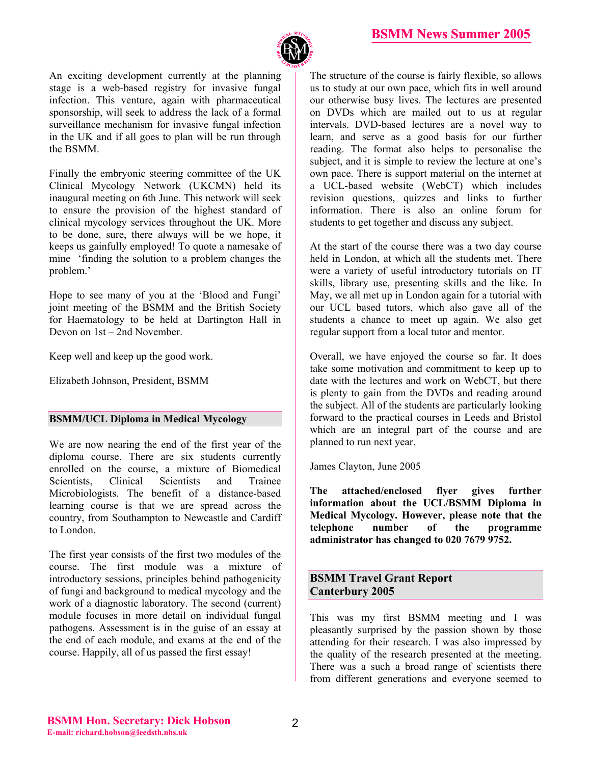An exciting development currently at the planning stage is a web-based registry for invasive fungal infection. This venture, again with pharmaceutical sponsorship, will seek to address the lack of a formal surveillance mechanism for invasive fungal infection in the UK and if all goes to plan will be run through the BSMM.

Finally the embryonic steering committee of the UK Clinical Mycology Network (UKCMN) held its inaugural meeting on 6th June. This network will seek to ensure the provision of the highest standard of clinical mycology services throughout the UK. More to be done, sure, there always will be we hope, it keeps us gainfully employed! To quote a namesake of mine 'finding the solution to a problem changes the problem.'

Hope to see many of you at the 'Blood and Fungi' joint meeting of the BSMM and the British Society for Haematology to be held at Dartington Hall in Devon on 1st – 2nd November.

Keep well and keep up the good work.

Elizabeth Johnson, President, BSMM

## BSMM/UCL Diploma in Medical Mycology

We are now nearing the end of the first year of the diploma course. There are six students currently enrolled on the course, a mixture of Biomedical Scientists, Clinical Scientists and Trainee Microbiologists. The benefit of a distance-based learning course is that we are spread across the country, from Southampton to Newcastle and Cardiff to London.

The first year consists of the first two modules of the course. The first module was a mixture of introductory sessions, principles behind pathogenicity of fungi and background to medical mycology and the work of a diagnostic laboratory. The second (current) module focuses in more detail on individual fungal pathogens. Assessment is in the guise of an essay at the end of each module, and exams at the end of the course. Happily, all of us passed the first essay!

The structure of the course is fairly flexible, so allows us to study at our own pace, which fits in well around our otherwise busy lives. The lectures are presented on DVDs which are mailed out to us at regular intervals. DVD-based lectures are a novel way to learn, and serve as a good basis for our further reading. The format also helps to personalise the subject, and it is simple to review the lecture at one's own pace. There is support material on the internet at a UCL-based website (WebCT) which includes revision questions, quizzes and links to further information. There is also an online forum for students to get together and discuss any subject.

At the start of the course there was a two day course held in London, at which all the students met. There were a variety of useful introductory tutorials on IT skills, library use, presenting skills and the like. In May, we all met up in London again for a tutorial with our UCL based tutors, which also gave all of the students a chance to meet up again. We also get regular support from a local tutor and mentor.

Overall, we have enjoyed the course so far. It does take some motivation and commitment to keep up to date with the lectures and work on WebCT, but there is plenty to gain from the DVDs and reading around the subject. All of the students are particularly looking forward to the practical courses in Leeds and Bristol which are an integral part of the course and are planned to run next year.

James Clayton, June 2005

**The attached/enclosed flyer gives further information about the UCL/BSMM Diploma in Medical Mycology. However, please note that the telephone number of the programme administrator has changed to 020 7679 9752.**

## BSMM Travel Grant Report Canterbury 2005

This was my first BSMM meeting and I was pleasantly surprised by the passion shown by those attending for their research. I was also impressed by the quality of the research presented at the meeting. There was a such a broad range of scientists there from different generations and everyone seemed to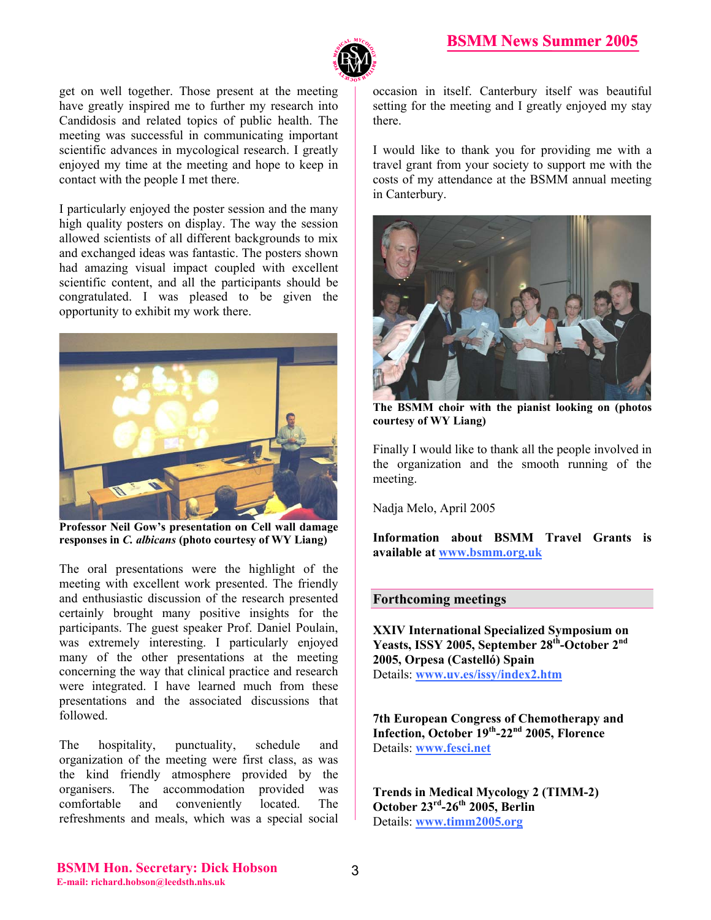get on well together. Those present at the meeting have greatly inspired me to further my research into Candidosis and related topics of public health. The meeting was successful in communicating important scientific advances in mycological research. I greatly enjoyed my time at the meeting and hope to keep in contact with the people I met there.

I particularly enjoyed the poster session and the many high quality posters on display. The way the session allowed scientists of all different backgrounds to mix and exchanged ideas was fantastic. The posters shown had amazing visual impact coupled with excellent scientific content, and all the participants should be congratulated. I was pleased to be given the opportunity to exhibit my work there.

**Professor Neil Gow's presentation on Cell wall damage responses in *C. albicans* (photo courtesy of WY Liang)**

The oral presentations were the highlight of the meeting with excellent work presented. The friendly and enthusiastic discussion of the research presented certainly brought many positive insights for the participants. The guest speaker Prof. Daniel Poulain, was extremely interesting. I particularly enjoyed many of the other presentations at the meeting concerning the way that clinical practice and research were integrated. I have learned much from these presentations and the associated discussions that followed.

The hospitality, punctuality, schedule and organization of the meeting were first class, as was the kind friendly atmosphere provided by the organisers. The accommodation provided was comfortable and conveniently located. The refreshments and meals, which was a special social occasion in itself. Canterbury itself was beautiful setting for the meeting and I greatly enjoyed my stay there.

I would like to thank you for providing me with a travel grant from your society to support me with the costs of my attendance at the BSMM annual meeting in Canterbury.

**The BSMM choir with the pianist looking on (photos courtesy of WY Liang)**

Finally I would like to thank all the people involved in the organization and the smooth running of the meeting.

Nadja Melo, April 2005

**Information about BSMM Travel Grants is available at www.bsmm.org.uk**

## Forthcoming meetings

**XXIV International Specialized Symposium on Yeasts, ISSY 2005, September 28th-October 2nd 2005, Orpesa (Castelló) Spain**
Details: www.uv.es/issy/index2.htm

**7th European Congress of Chemotherapy and Infection, October 19th-22nd 2005, Florence**
Details: www.fesci.net

**Trends in Medical Mycology 2 (TIMM-2) October 23rd-26th 2005, Berlin**
Details: www.timm2005.org

**BSMM Hon. Secretary: Dick Hobson**
**E-mail: richard.hobson@leedsth.nhs.uk**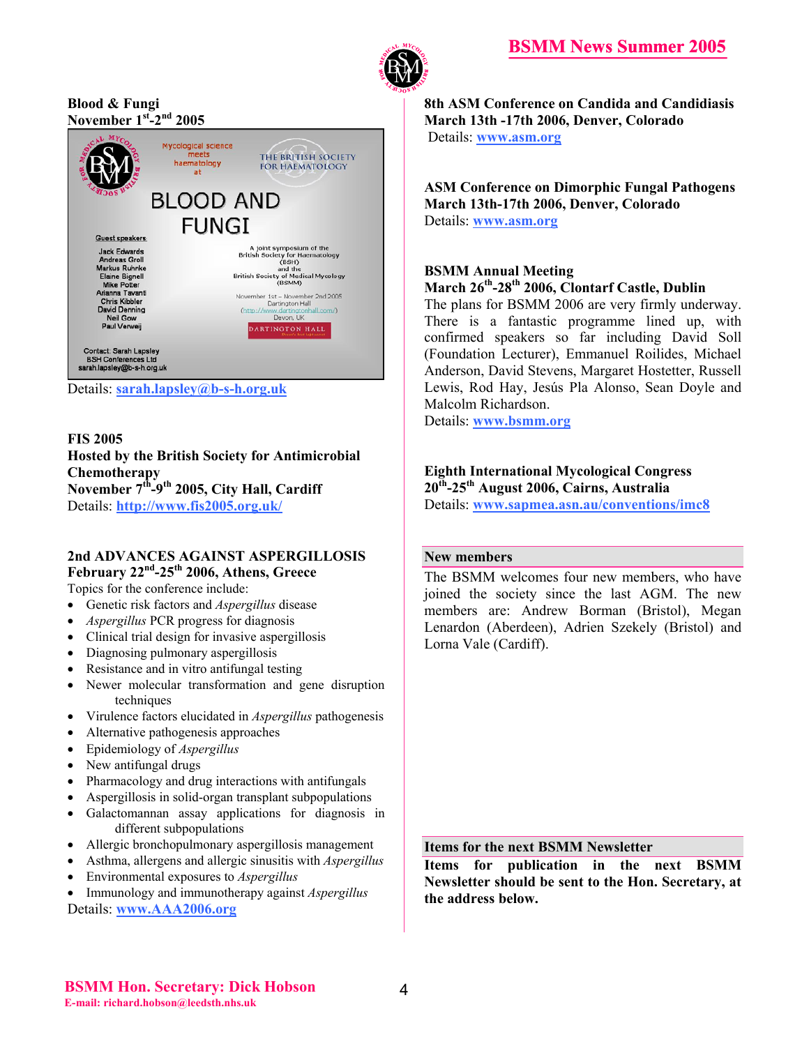## Blood & Fungi

**November 1st-2nd 2005**

Mycological science meets haematology at

THE BRITISH SOCIETY FOR HAEMATOLOGY

BLOOD AND FUNGI

Guest speakers:

Jack Edwards
Andreas Groll
Markus Ruhnke
Elaine Bignell
Mike Potter
Arianna Tavanti
Chris Kibbler
David Denning
Neil Gow
Paul Verweij

A joint symposium of the British Society for Haematology (BSH) and the British Society of Medical Mycology (BSMM)

November 1st – November 2nd 2005
Dartington Hall
(http://www.dartingtonhall.com/)
Devon, UK

DARTINGTON HALL

Contact: Sarah Lapsley
BSH Conferences Ltd
sarah.lapsley@b-s-h.org.uk

Details: **sarah.lapsley@b-s-h.org.uk**

## FIS 2005

**Hosted by the British Society for Antimicrobial Chemotherapy**

**November 7th-9th 2005, City Hall, Cardiff**

Details: **http://www.fis2005.org.uk/**

## 2nd ADVANCES AGAINST ASPERGILLOSIS

**February 22nd-25th 2006, Athens, Greece**

Topics for the conference include:

- Genetic risk factors and *Aspergillus* disease
- *Aspergillus* PCR progress for diagnosis
- Clinical trial design for invasive aspergillosis
- Diagnosing pulmonary aspergillosis
- Resistance and in vitro antifungal testing
- Newer molecular transformation and gene disruption techniques
- Virulence factors elucidated in *Aspergillus* pathogenesis
- Alternative pathogenesis approaches
- Epidemiology of *Aspergillus*
- New antifungal drugs
- Pharmacology and drug interactions with antifungals
- Aspergillosis in solid-organ transplant subpopulations
- Galactomannan assay applications for diagnosis in different subpopulations
- Allergic bronchopulmonary aspergillosis management
- Asthma, allergens and allergic sinusitis with *Aspergillus*
- Environmental exposures to *Aspergillus*
- Immunology and immunotherapy against *Aspergillus*

Details: **www.AAA2006.org**

## 8th ASM Conference on Candida and Candidiasis

**March 13th -17th 2006, Denver, Colorado**

Details: **www.asm.org**

## ASM Conference on Dimorphic Fungal Pathogens

**March 13th-17th 2006, Denver, Colorado**

Details: **www.asm.org**

## BSMM Annual Meeting

**March 26th-28th 2006, Clontarf Castle, Dublin**

The plans for BSMM 2006 are very firmly underway. There is a fantastic programme lined up, with confirmed speakers so far including David Soll (Foundation Lecturer), Emmanuel Roilides, Michael Anderson, David Stevens, Margaret Hostetter, Russell Lewis, Rod Hay, Jesús Pla Alonso, Sean Doyle and Malcolm Richardson.

Details: **www.bsmm.org**

## Eighth International Mycological Congress

**20th-25th August 2006, Cairns, Australia**

Details: **www.sapmea.asn.au/conventions/imc8**

## New members

The BSMM welcomes four new members, who have joined the society since the last AGM. The new members are: Andrew Borman (Bristol), Megan Lenardon (Aberdeen), Adrien Szekely (Bristol) and Lorna Vale (Cardiff).

## Items for the next BSMM Newsletter

**Items for publication in the next BSMM Newsletter should be sent to the Hon. Secretary, at the address below.**

**BSMM Hon. Secretary: Dick Hobson**

**E-mail: richard.hobson@leedsth.nhs.uk**